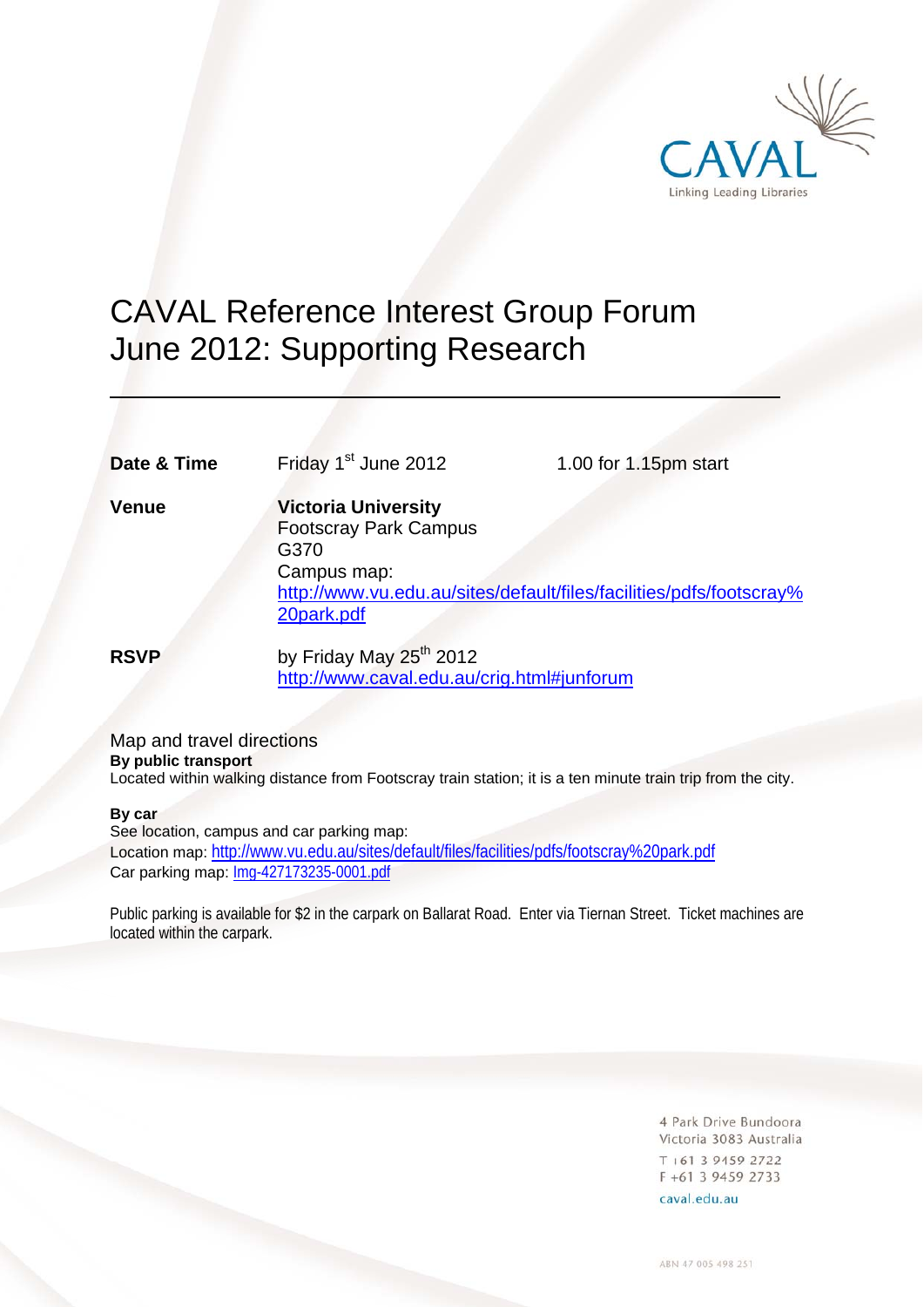CAVAL
Linking Leading Libraries

# CAVAL Reference Interest Group Forum June 2012: Supporting Research

| | | |
|---|---|---|
| **Date & Time** | Friday 1st June 2012 | 1.00 for 1.15pm start |
| **Venue** | **Victoria University**<br>Footscray Park Campus<br>G370<br>Campus map:<br>http://www.vu.edu.au/sites/default/files/facilities/pdfs/footscray%20park.pdf | |
| **RSVP** | by Friday May 25th 2012<br>http://www.caval.edu.au/crig.html#junforum | |

## Map and travel directions

**By public transport**
Located within walking distance from Footscray train station; it is a ten minute train trip from the city.

**By car**
See location, campus and car parking map:
Location map: http://www.vu.edu.au/sites/default/files/facilities/pdfs/footscray%20park.pdf
Car parking map: Img-427173235-0001.pdf

Public parking is available for $2 in the carpark on Ballarat Road. Enter via Tiernan Street. Ticket machines are located within the carpark.

4 Park Drive Bundoora
Victoria 3083 Australia
T +61 3 9459 2722
F +61 3 9459 2733
caval.edu.au

ABN 47 005 498 251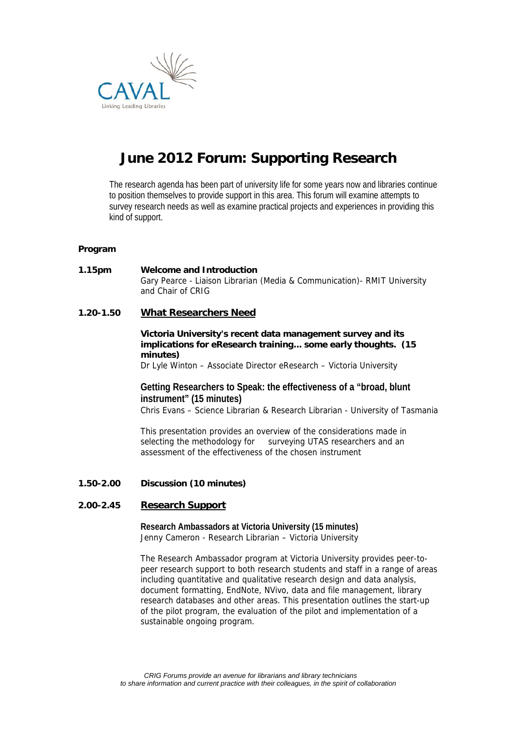CAVAL
Linking Leading Libraries

# June 2012 Forum: Supporting Research

The research agenda has been part of university life for some years now and libraries continue to position themselves to provide support in this area. This forum will examine attempts to survey research needs as well as examine practical projects and experiences in providing this kind of support.

**Program**

**1.15pm** **Welcome and Introduction**
Gary Pearce - Liaison Librarian (Media & Communication)- RMIT University and Chair of CRIG

**1.20-1.50** **What Researchers Need**

**Victoria University's recent data management survey and its implications for eResearch training... some early thoughts. (15 minutes)**
Dr Lyle Winton – Associate Director eResearch – Victoria University

**Getting Researchers to Speak: the effectiveness of a "broad, blunt instrument" (15 minutes)**
Chris Evans – Science Librarian & Research Librarian - University of Tasmania

This presentation provides an overview of the considerations made in selecting the methodology for surveying UTAS researchers and an assessment of the effectiveness of the chosen instrument

**1.50-2.00** **Discussion (10 minutes)**

**2.00-2.45** **Research Support**

**Research Ambassadors at Victoria University (15 minutes)**
Jenny Cameron - Research Librarian – Victoria University

The Research Ambassador program at Victoria University provides peer-to-peer research support to both research students and staff in a range of areas including quantitative and qualitative research design and data analysis, document formatting, EndNote, NVivo, data and file management, library research databases and other areas. This presentation outlines the start-up of the pilot program, the evaluation of the pilot and implementation of a sustainable ongoing program.

*CRIG Forums provide an avenue for librarians and library technicians to share information and current practice with their colleagues, in the spirit of collaboration*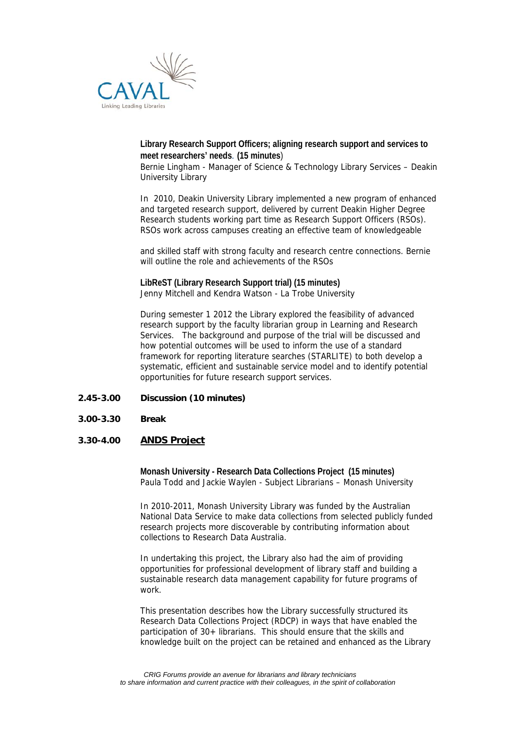**Library Research Support Officers; aligning research support and services to meet researchers' needs**. **(15 minutes**)
Bernie Lingham - Manager of Science & Technology Library Services – Deakin University Library

In 2010, Deakin University Library implemented a new program of enhanced and targeted research support, delivered by current Deakin Higher Degree Research students working part time as Research Support Officers (RSOs). RSOs work across campuses creating an effective team of knowledgeable

and skilled staff with strong faculty and research centre connections. Bernie will outline the role and achievements of the RSOs

**LibReST (Library Research Support trial) (15 minutes)**
Jenny Mitchell and Kendra Watson - La Trobe University

During semester 1 2012 the Library explored the feasibility of advanced research support by the faculty librarian group in Learning and Research Services. The background and purpose of the trial will be discussed and how potential outcomes will be used to inform the use of a standard framework for reporting literature searches (STARLITE) to both develop a systematic, efficient and sustainable service model and to identify potential opportunities for future research support services.

**2.45-3.00 Discussion (10 minutes)**

**3.00-3.30 Break**

**3.30-4.00 ANDS Project**

**Monash University - Research Data Collections Project (15 minutes)**
Paula Todd and Jackie Waylen - Subject Librarians – Monash University

In 2010-2011, Monash University Library was funded by the Australian National Data Service to make data collections from selected publicly funded research projects more discoverable by contributing information about collections to Research Data Australia.

In undertaking this project, the Library also had the aim of providing opportunities for professional development of library staff and building a sustainable research data management capability for future programs of work.

This presentation describes how the Library successfully structured its Research Data Collections Project (RDCP) in ways that have enabled the participation of 30+ librarians. This should ensure that the skills and knowledge built on the project can be retained and enhanced as the Library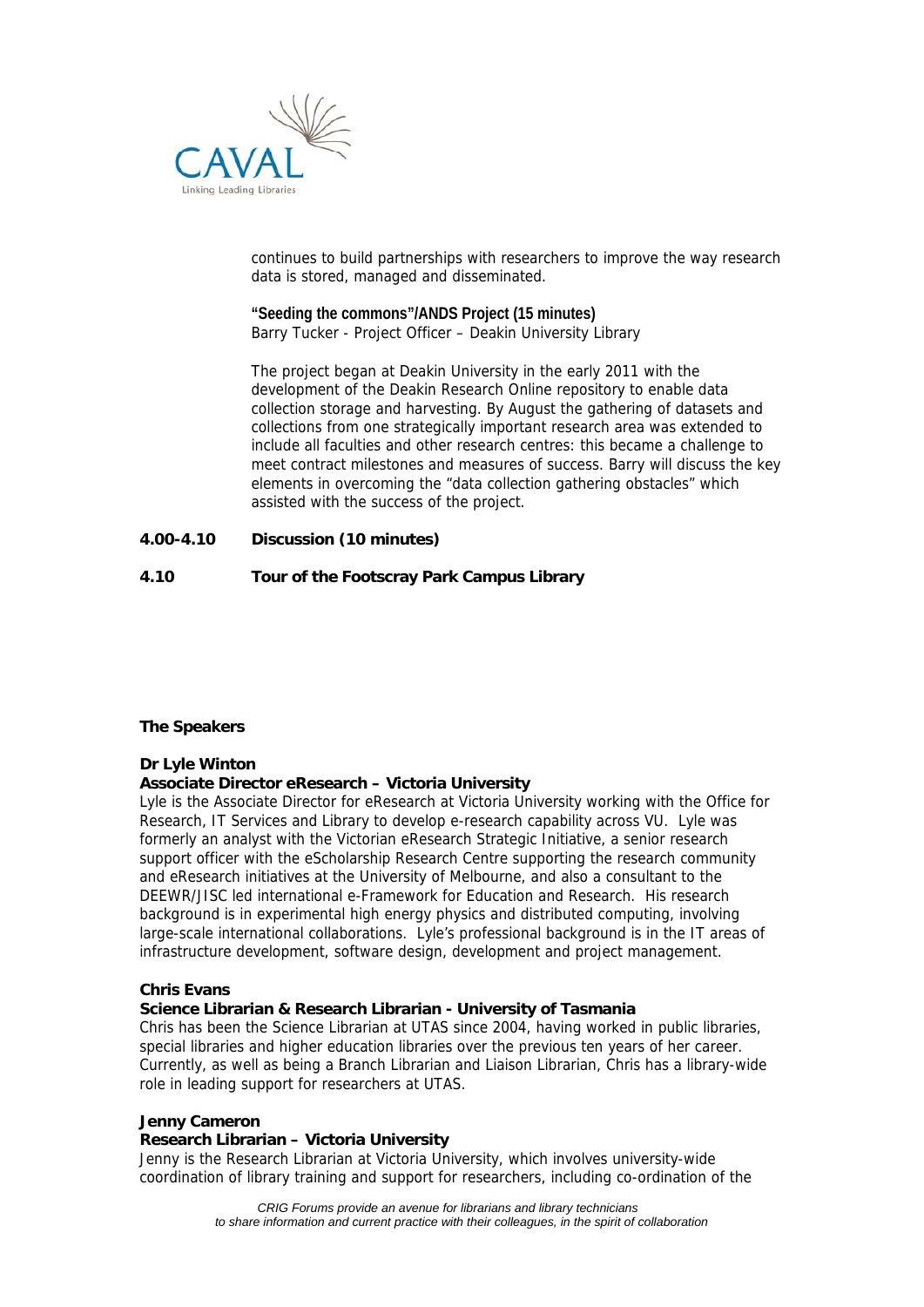continues to build partnerships with researchers to improve the way research data is stored, managed and disseminated.

**"Seeding the commons"/ANDS Project (15 minutes)**
Barry Tucker - Project Officer – Deakin University Library

The project began at Deakin University in the early 2011 with the development of the Deakin Research Online repository to enable data collection storage and harvesting. By August the gathering of datasets and collections from one strategically important research area was extended to include all faculties and other research centres: this became a challenge to meet contract milestones and measures of success. Barry will discuss the key elements in overcoming the "data collection gathering obstacles" which assisted with the success of the project.

**4.00-4.10 Discussion (10 minutes)**

**4.10 Tour of the Footscray Park Campus Library**

## The Speakers

**Dr Lyle Winton**
**Associate Director eResearch – Victoria University**
Lyle is the Associate Director for eResearch at Victoria University working with the Office for Research, IT Services and Library to develop e-research capability across VU. Lyle was formerly an analyst with the Victorian eResearch Strategic Initiative, a senior research support officer with the eScholarship Research Centre supporting the research community and eResearch initiatives at the University of Melbourne, and also a consultant to the DEEWR/JISC led international e-Framework for Education and Research. His research background is in experimental high energy physics and distributed computing, involving large-scale international collaborations. Lyle's professional background is in the IT areas of infrastructure development, software design, development and project management.

**Chris Evans**
**Science Librarian & Research Librarian - University of Tasmania**
Chris has been the Science Librarian at UTAS since 2004, having worked in public libraries, special libraries and higher education libraries over the previous ten years of her career. Currently, as well as being a Branch Librarian and Liaison Librarian, Chris has a library-wide role in leading support for researchers at UTAS.

**Jenny Cameron**
**Research Librarian – Victoria University**
Jenny is the Research Librarian at Victoria University, which involves university-wide coordination of library training and support for researchers, including co-ordination of the

*CRIG Forums provide an avenue for librarians and library technicians to share information and current practice with their colleagues, in the spirit of collaboration*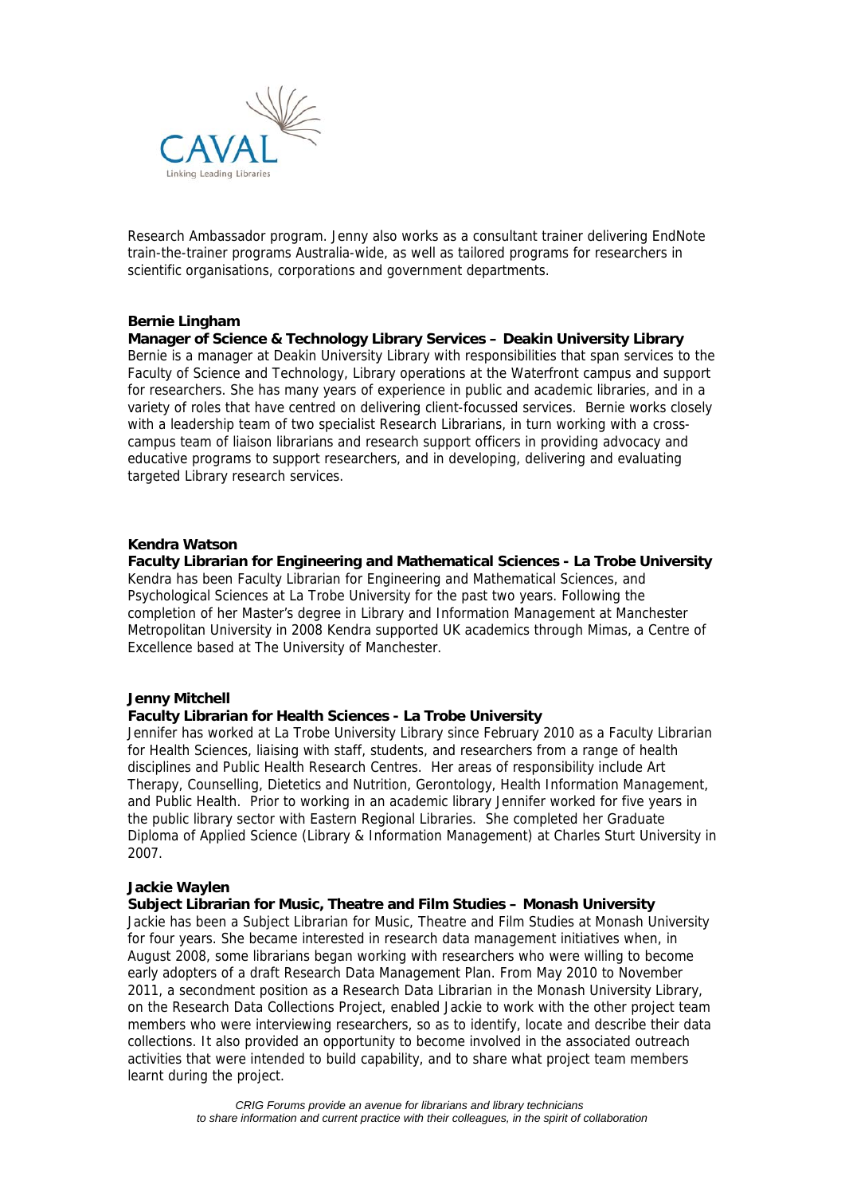Research Ambassador program. Jenny also works as a consultant trainer delivering EndNote train-the-trainer programs Australia-wide, as well as tailored programs for researchers in scientific organisations, corporations and government departments.

**Bernie Lingham**
**Manager of Science & Technology Library Services – Deakin University Library**
Bernie is a manager at Deakin University Library with responsibilities that span services to the Faculty of Science and Technology, Library operations at the Waterfront campus and support for researchers. She has many years of experience in public and academic libraries, and in a variety of roles that have centred on delivering client-focussed services. Bernie works closely with a leadership team of two specialist Research Librarians, in turn working with a cross-campus team of liaison librarians and research support officers in providing advocacy and educative programs to support researchers, and in developing, delivering and evaluating targeted Library research services.

**Kendra Watson**
**Faculty Librarian for Engineering and Mathematical Sciences - La Trobe University**
Kendra has been Faculty Librarian for Engineering and Mathematical Sciences, and Psychological Sciences at La Trobe University for the past two years. Following the completion of her Master's degree in Library and Information Management at Manchester Metropolitan University in 2008 Kendra supported UK academics through Mimas, a Centre of Excellence based at The University of Manchester.

**Jenny Mitchell**
**Faculty Librarian for Health Sciences - La Trobe University**
Jennifer has worked at La Trobe University Library since February 2010 as a Faculty Librarian for Health Sciences, liaising with staff, students, and researchers from a range of health disciplines and Public Health Research Centres. Her areas of responsibility include Art Therapy, Counselling, Dietetics and Nutrition, Gerontology, Health Information Management, and Public Health. Prior to working in an academic library Jennifer worked for five years in the public library sector with Eastern Regional Libraries. She completed her Graduate Diploma of Applied Science (Library & Information Management) at Charles Sturt University in 2007.

**Jackie Waylen**
**Subject Librarian for Music, Theatre and Film Studies – Monash University**
Jackie has been a Subject Librarian for Music, Theatre and Film Studies at Monash University for four years. She became interested in research data management initiatives when, in August 2008, some librarians began working with researchers who were willing to become early adopters of a draft Research Data Management Plan. From May 2010 to November 2011, a secondment position as a Research Data Librarian in the Monash University Library, on the Research Data Collections Project, enabled Jackie to work with the other project team members who were interviewing researchers, so as to identify, locate and describe their data collections. It also provided an opportunity to become involved in the associated outreach activities that were intended to build capability, and to share what project team members learnt during the project.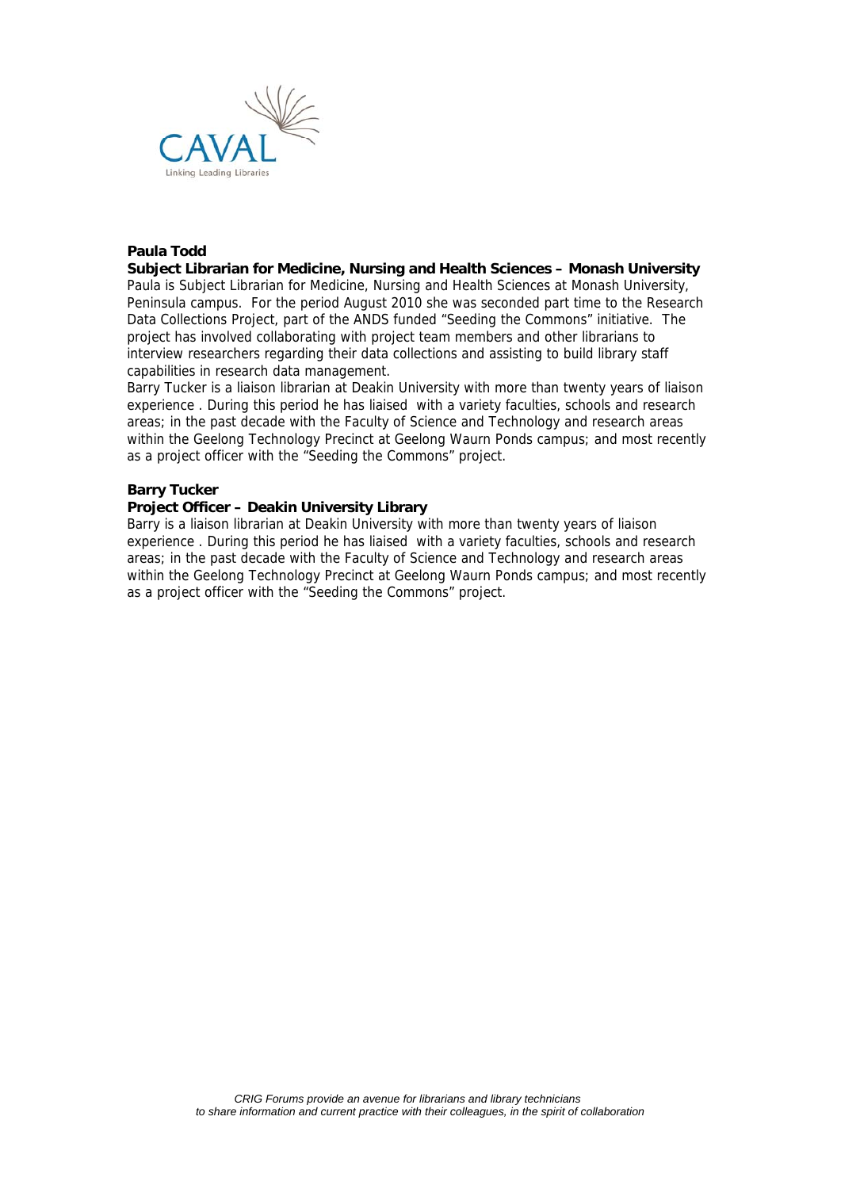**Paula Todd**

**Subject Librarian for Medicine, Nursing and Health Sciences – Monash University**

Paula is Subject Librarian for Medicine, Nursing and Health Sciences at Monash University, Peninsula campus. For the period August 2010 she was seconded part time to the Research Data Collections Project, part of the ANDS funded "Seeding the Commons" initiative. The project has involved collaborating with project team members and other librarians to interview researchers regarding their data collections and assisting to build library staff capabilities in research data management.

Barry Tucker is a liaison librarian at Deakin University with more than twenty years of liaison experience . During this period he has liaised with a variety faculties, schools and research areas; in the past decade with the Faculty of Science and Technology and research areas within the Geelong Technology Precinct at Geelong Waurn Ponds campus; and most recently as a project officer with the "Seeding the Commons" project.

**Barry Tucker**

**Project Officer – Deakin University Library**

Barry is a liaison librarian at Deakin University with more than twenty years of liaison experience . During this period he has liaised with a variety faculties, schools and research areas; in the past decade with the Faculty of Science and Technology and research areas within the Geelong Technology Precinct at Geelong Waurn Ponds campus; and most recently as a project officer with the "Seeding the Commons" project.